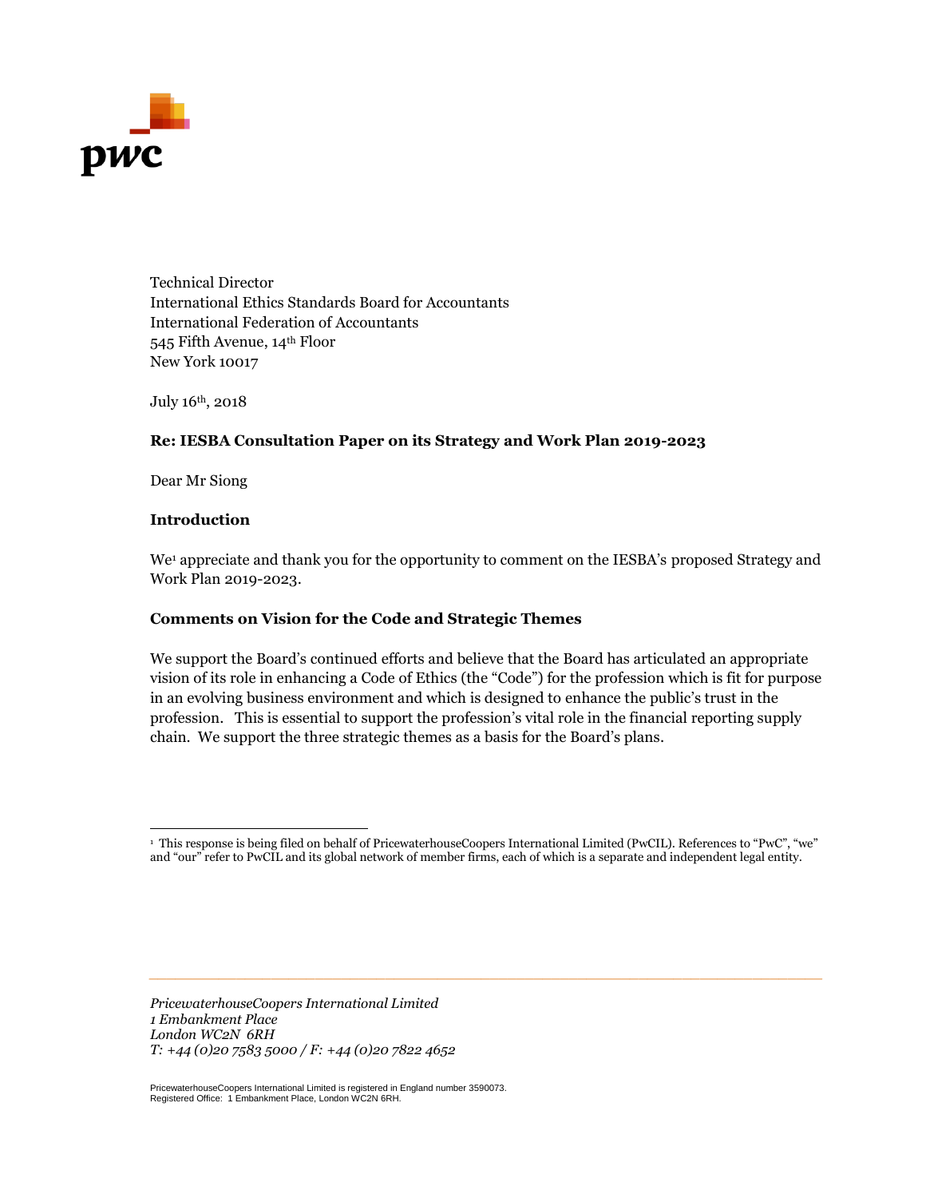Technical Director
International Ethics Standards Board for Accountants
International Federation of Accountants
545 Fifth Avenue, 14th Floor
New York 10017

July 16th, 2018

**Re: IESBA Consultation Paper on its Strategy and Work Plan 2019-2023**

Dear Mr Siong

**Introduction**

We[1] appreciate and thank you for the opportunity to comment on the IESBA's proposed Strategy and Work Plan 2019-2023.

**Comments on Vision for the Code and Strategic Themes**

We support the Board's continued efforts and believe that the Board has articulated an appropriate vision of its role in enhancing a Code of Ethics (the "Code") for the profession which is fit for purpose in an evolving business environment and which is designed to enhance the public's trust in the profession. This is essential to support the profession's vital role in the financial reporting supply chain. We support the three strategic themes as a basis for the Board's plans.

[1] This response is being filed on behalf of PricewaterhouseCoopers International Limited (PwCIL). References to "PwC", "we" and "our" refer to PwCIL and its global network of member firms, each of which is a separate and independent legal entity.

*PricewaterhouseCoopers International Limited*
*1 Embankment Place*
*London WC2N 6RH*
*T: +44 (0)20 7583 5000 / F: +44 (0)20 7822 4652*

PricewaterhouseCoopers International Limited is registered in England number 3590073.
Registered Office: 1 Embankment Place, London WC2N 6RH.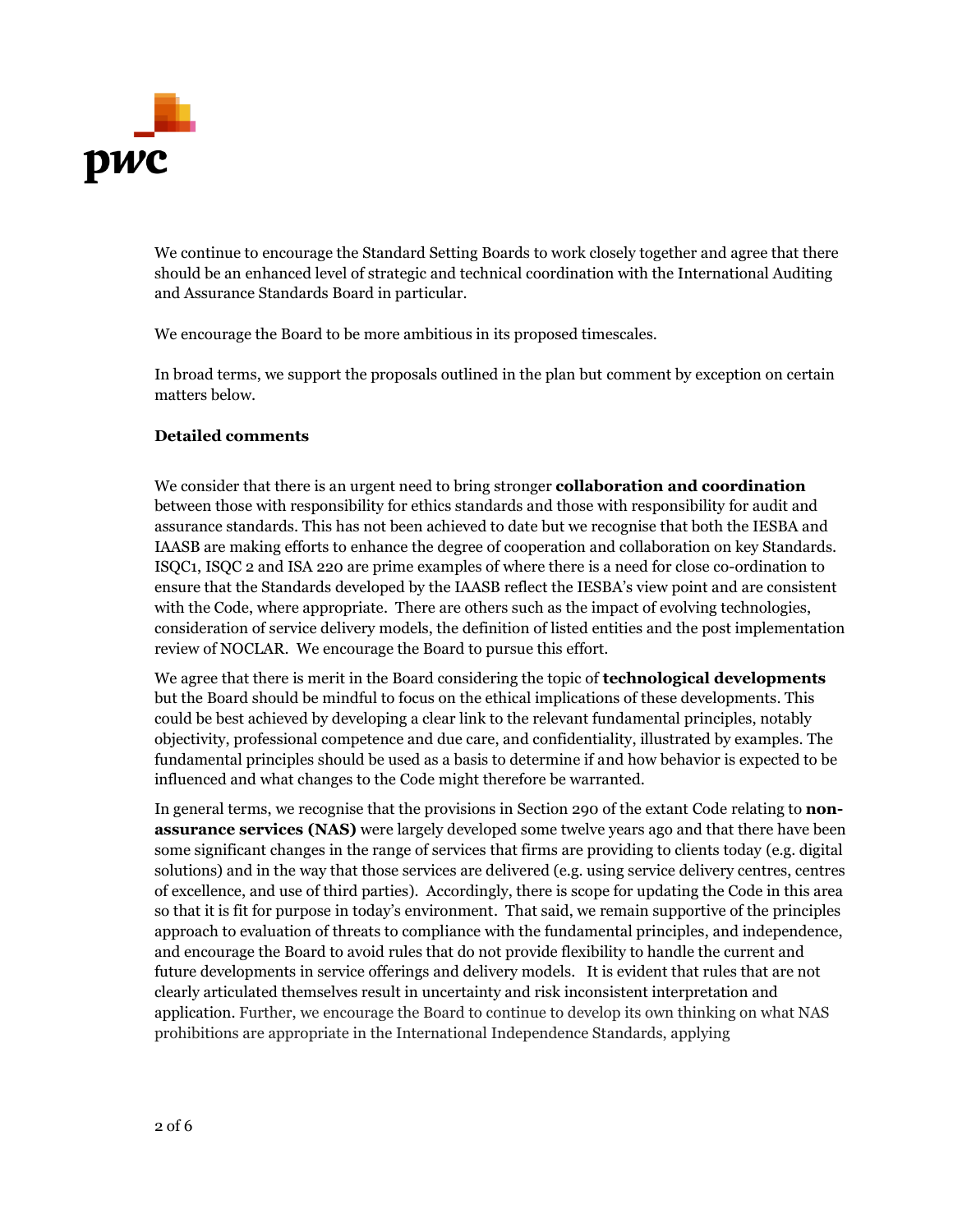We continue to encourage the Standard Setting Boards to work closely together and agree that there should be an enhanced level of strategic and technical coordination with the International Auditing and Assurance Standards Board in particular.

We encourage the Board to be more ambitious in its proposed timescales.

In broad terms, we support the proposals outlined in the plan but comment by exception on certain matters below.

**Detailed comments**

We consider that there is an urgent need to bring stronger **collaboration and coordination** between those with responsibility for ethics standards and those with responsibility for audit and assurance standards. This has not been achieved to date but we recognise that both the IESBA and IAASB are making efforts to enhance the degree of cooperation and collaboration on key Standards. ISQC1, ISQC 2 and ISA 220 are prime examples of where there is a need for close co-ordination to ensure that the Standards developed by the IAASB reflect the IESBA's view point and are consistent with the Code, where appropriate. There are others such as the impact of evolving technologies, consideration of service delivery models, the definition of listed entities and the post implementation review of NOCLAR. We encourage the Board to pursue this effort.

We agree that there is merit in the Board considering the topic of **technological developments** but the Board should be mindful to focus on the ethical implications of these developments. This could be best achieved by developing a clear link to the relevant fundamental principles, notably objectivity, professional competence and due care, and confidentiality, illustrated by examples. The fundamental principles should be used as a basis to determine if and how behavior is expected to be influenced and what changes to the Code might therefore be warranted.

In general terms, we recognise that the provisions in Section 290 of the extant Code relating to **non-assurance services (NAS)** were largely developed some twelve years ago and that there have been some significant changes in the range of services that firms are providing to clients today (e.g. digital solutions) and in the way that those services are delivered (e.g. using service delivery centres, centres of excellence, and use of third parties). Accordingly, there is scope for updating the Code in this area so that it is fit for purpose in today's environment. That said, we remain supportive of the principles approach to evaluation of threats to compliance with the fundamental principles, and independence, and encourage the Board to avoid rules that do not provide flexibility to handle the current and future developments in service offerings and delivery models. It is evident that rules that are not clearly articulated themselves result in uncertainty and risk inconsistent interpretation and application. Further, we encourage the Board to continue to develop its own thinking on what NAS prohibitions are appropriate in the International Independence Standards, applying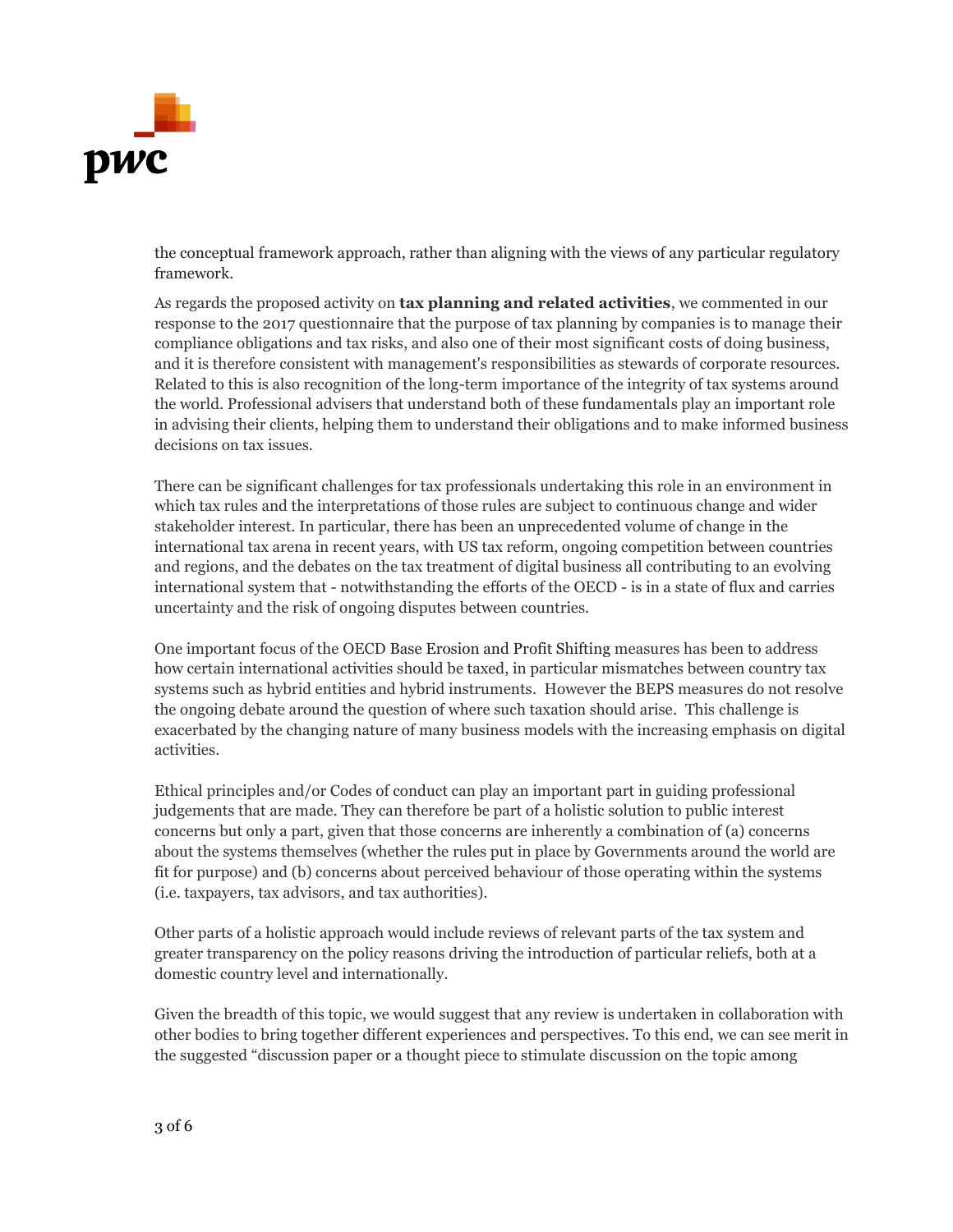the conceptual framework approach, rather than aligning with the views of any particular regulatory framework.

As regards the proposed activity on **tax planning and related activities**, we commented in our response to the 2017 questionnaire that the purpose of tax planning by companies is to manage their compliance obligations and tax risks, and also one of their most significant costs of doing business, and it is therefore consistent with management's responsibilities as stewards of corporate resources. Related to this is also recognition of the long-term importance of the integrity of tax systems around the world. Professional advisers that understand both of these fundamentals play an important role in advising their clients, helping them to understand their obligations and to make informed business decisions on tax issues.

There can be significant challenges for tax professionals undertaking this role in an environment in which tax rules and the interpretations of those rules are subject to continuous change and wider stakeholder interest. In particular, there has been an unprecedented volume of change in the international tax arena in recent years, with US tax reform, ongoing competition between countries and regions, and the debates on the tax treatment of digital business all contributing to an evolving international system that - notwithstanding the efforts of the OECD - is in a state of flux and carries uncertainty and the risk of ongoing disputes between countries.

One important focus of the OECD Base Erosion and Profit Shifting measures has been to address how certain international activities should be taxed, in particular mismatches between country tax systems such as hybrid entities and hybrid instruments. However the BEPS measures do not resolve the ongoing debate around the question of where such taxation should arise. This challenge is exacerbated by the changing nature of many business models with the increasing emphasis on digital activities.

Ethical principles and/or Codes of conduct can play an important part in guiding professional judgements that are made. They can therefore be part of a holistic solution to public interest concerns but only a part, given that those concerns are inherently a combination of (a) concerns about the systems themselves (whether the rules put in place by Governments around the world are fit for purpose) and (b) concerns about perceived behaviour of those operating within the systems (i.e. taxpayers, tax advisors, and tax authorities).

Other parts of a holistic approach would include reviews of relevant parts of the tax system and greater transparency on the policy reasons driving the introduction of particular reliefs, both at a domestic country level and internationally.

Given the breadth of this topic, we would suggest that any review is undertaken in collaboration with other bodies to bring together different experiences and perspectives. To this end, we can see merit in the suggested "discussion paper or a thought piece to stimulate discussion on the topic among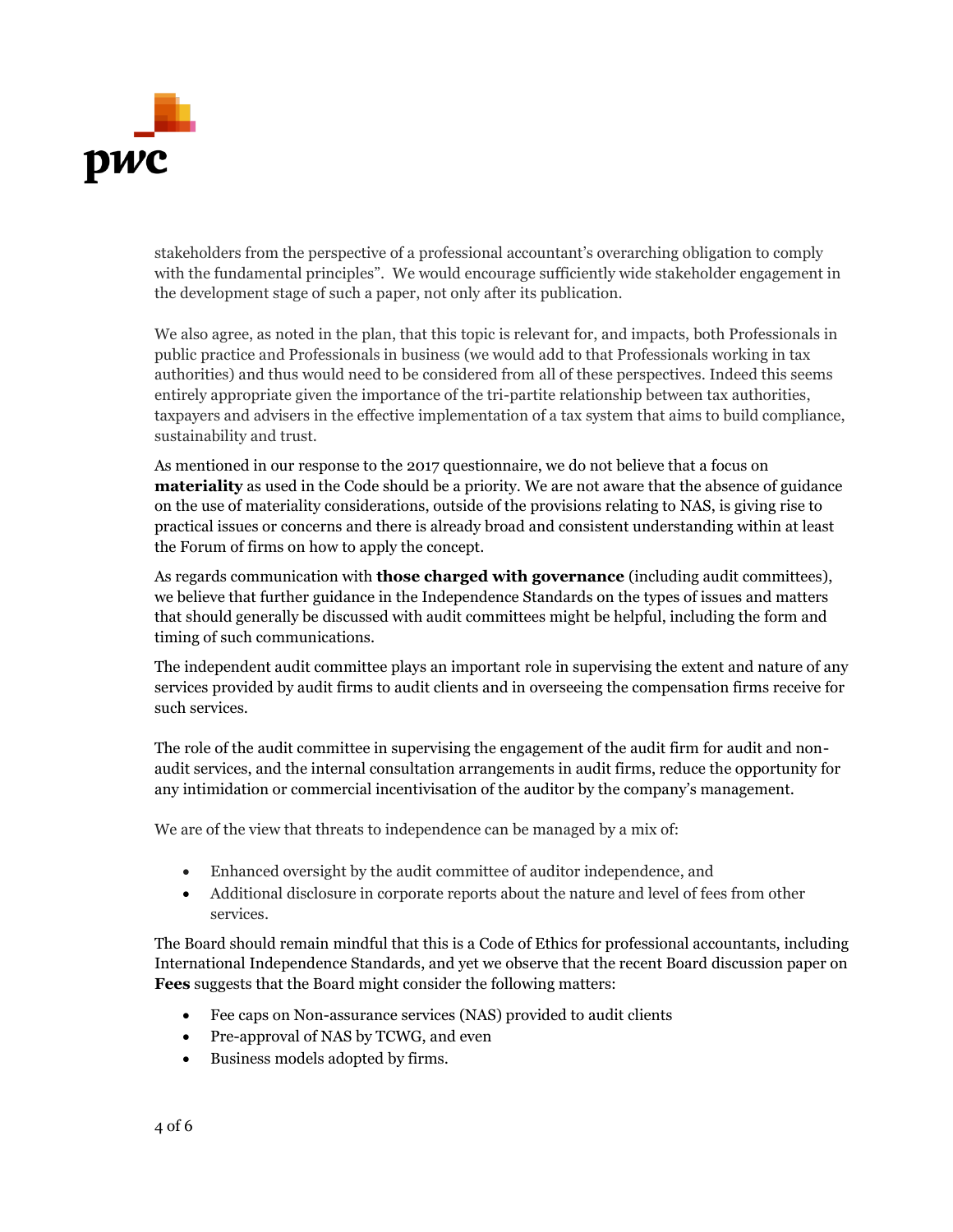stakeholders from the perspective of a professional accountant's overarching obligation to comply with the fundamental principles". We would encourage sufficiently wide stakeholder engagement in the development stage of such a paper, not only after its publication.

We also agree, as noted in the plan, that this topic is relevant for, and impacts, both Professionals in public practice and Professionals in business (we would add to that Professionals working in tax authorities) and thus would need to be considered from all of these perspectives. Indeed this seems entirely appropriate given the importance of the tri-partite relationship between tax authorities, taxpayers and advisers in the effective implementation of a tax system that aims to build compliance, sustainability and trust.

As mentioned in our response to the 2017 questionnaire, we do not believe that a focus on **materiality** as used in the Code should be a priority. We are not aware that the absence of guidance on the use of materiality considerations, outside of the provisions relating to NAS, is giving rise to practical issues or concerns and there is already broad and consistent understanding within at least the Forum of firms on how to apply the concept.

As regards communication with **those charged with governance** (including audit committees), we believe that further guidance in the Independence Standards on the types of issues and matters that should generally be discussed with audit committees might be helpful, including the form and timing of such communications.

The independent audit committee plays an important role in supervising the extent and nature of any services provided by audit firms to audit clients and in overseeing the compensation firms receive for such services.

The role of the audit committee in supervising the engagement of the audit firm for audit and non-audit services, and the internal consultation arrangements in audit firms, reduce the opportunity for any intimidation or commercial incentivisation of the auditor by the company's management.

We are of the view that threats to independence can be managed by a mix of:

- Enhanced oversight by the audit committee of auditor independence, and
- Additional disclosure in corporate reports about the nature and level of fees from other services.

The Board should remain mindful that this is a Code of Ethics for professional accountants, including International Independence Standards, and yet we observe that the recent Board discussion paper on **Fees** suggests that the Board might consider the following matters:

- Fee caps on Non-assurance services (NAS) provided to audit clients
- Pre-approval of NAS by TCWG, and even
- Business models adopted by firms.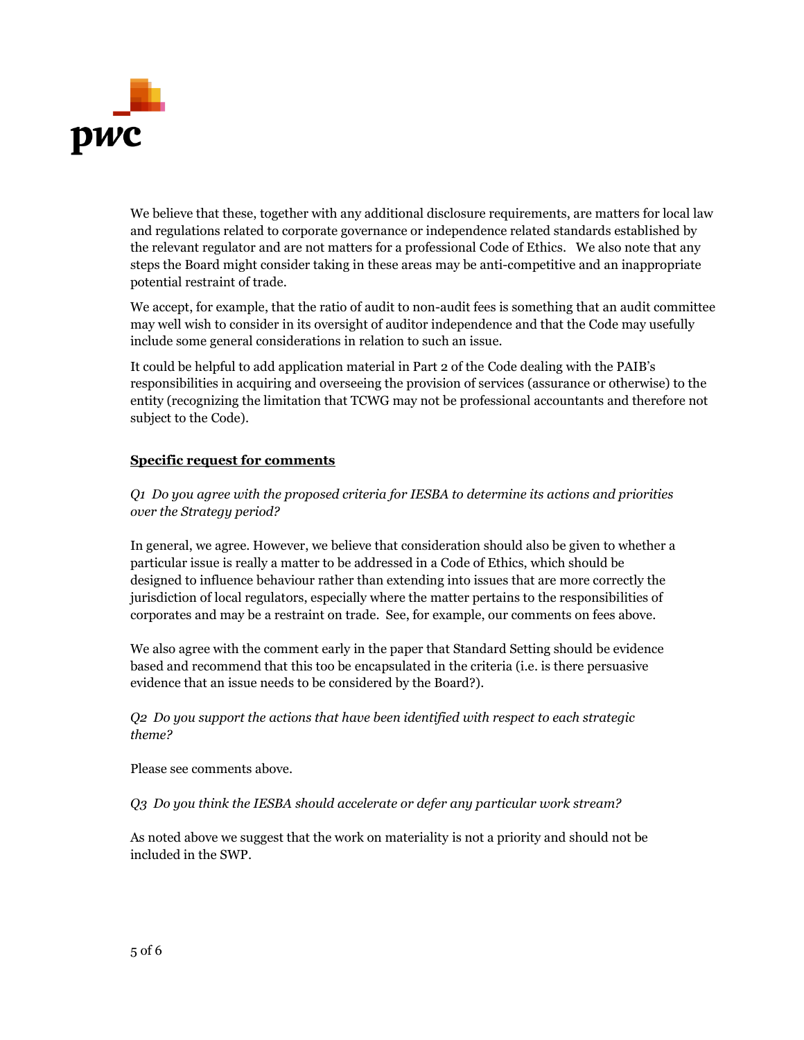We believe that these, together with any additional disclosure requirements, are matters for local law and regulations related to corporate governance or independence related standards established by the relevant regulator and are not matters for a professional Code of Ethics. We also note that any steps the Board might consider taking in these areas may be anti-competitive and an inappropriate potential restraint of trade.

We accept, for example, that the ratio of audit to non-audit fees is something that an audit committee may well wish to consider in its oversight of auditor independence and that the Code may usefully include some general considerations in relation to such an issue.

It could be helpful to add application material in Part 2 of the Code dealing with the PAIB's responsibilities in acquiring and overseeing the provision of services (assurance or otherwise) to the entity (recognizing the limitation that TCWG may not be professional accountants and therefore not subject to the Code).

**Specific request for comments**

*Q1 Do you agree with the proposed criteria for IESBA to determine its actions and priorities over the Strategy period?*

In general, we agree. However, we believe that consideration should also be given to whether a particular issue is really a matter to be addressed in a Code of Ethics, which should be designed to influence behaviour rather than extending into issues that are more correctly the jurisdiction of local regulators, especially where the matter pertains to the responsibilities of corporates and may be a restraint on trade. See, for example, our comments on fees above.

We also agree with the comment early in the paper that Standard Setting should be evidence based and recommend that this too be encapsulated in the criteria (i.e. is there persuasive evidence that an issue needs to be considered by the Board?).

*Q2 Do you support the actions that have been identified with respect to each strategic theme?*

Please see comments above.

*Q3 Do you think the IESBA should accelerate or defer any particular work stream?*

As noted above we suggest that the work on materiality is not a priority and should not be included in the SWP.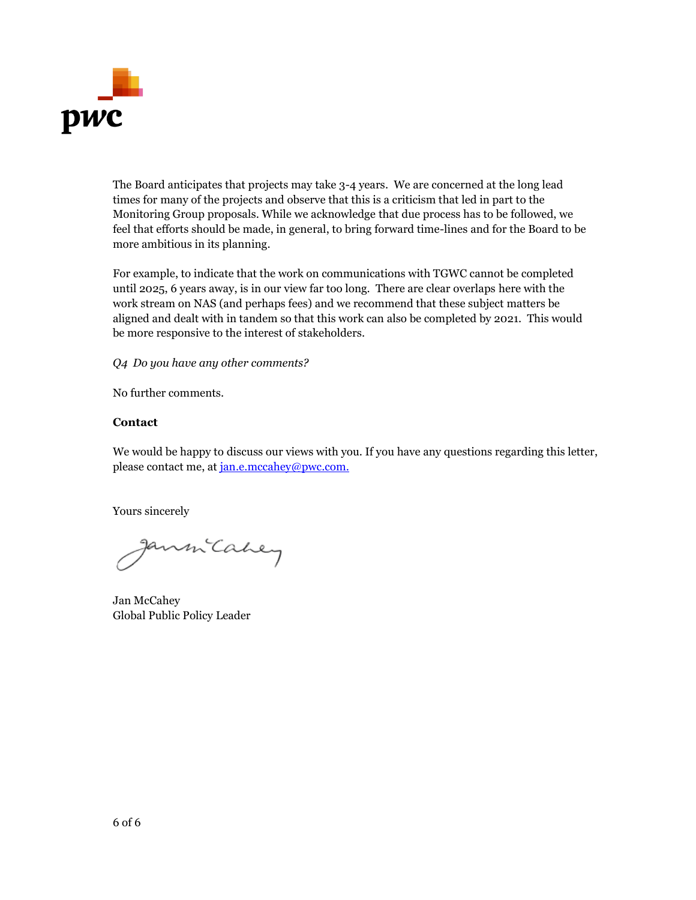The Board anticipates that projects may take 3-4 years. We are concerned at the long lead times for many of the projects and observe that this is a criticism that led in part to the Monitoring Group proposals. While we acknowledge that due process has to be followed, we feel that efforts should be made, in general, to bring forward time-lines and for the Board to be more ambitious in its planning.

For example, to indicate that the work on communications with TGWC cannot be completed until 2025, 6 years away, is in our view far too long. There are clear overlaps here with the work stream on NAS (and perhaps fees) and we recommend that these subject matters be aligned and dealt with in tandem so that this work can also be completed by 2021. This would be more responsive to the interest of stakeholders.

*Q4 Do you have any other comments?*

No further comments.

**Contact**

We would be happy to discuss our views with you. If you have any questions regarding this letter, please contact me, at [jan.e.mccahey@pwc.com.](mailto:jan.e.mccahey@pwc.com)

Yours sincerely

Jan McCahey
Global Public Policy Leader